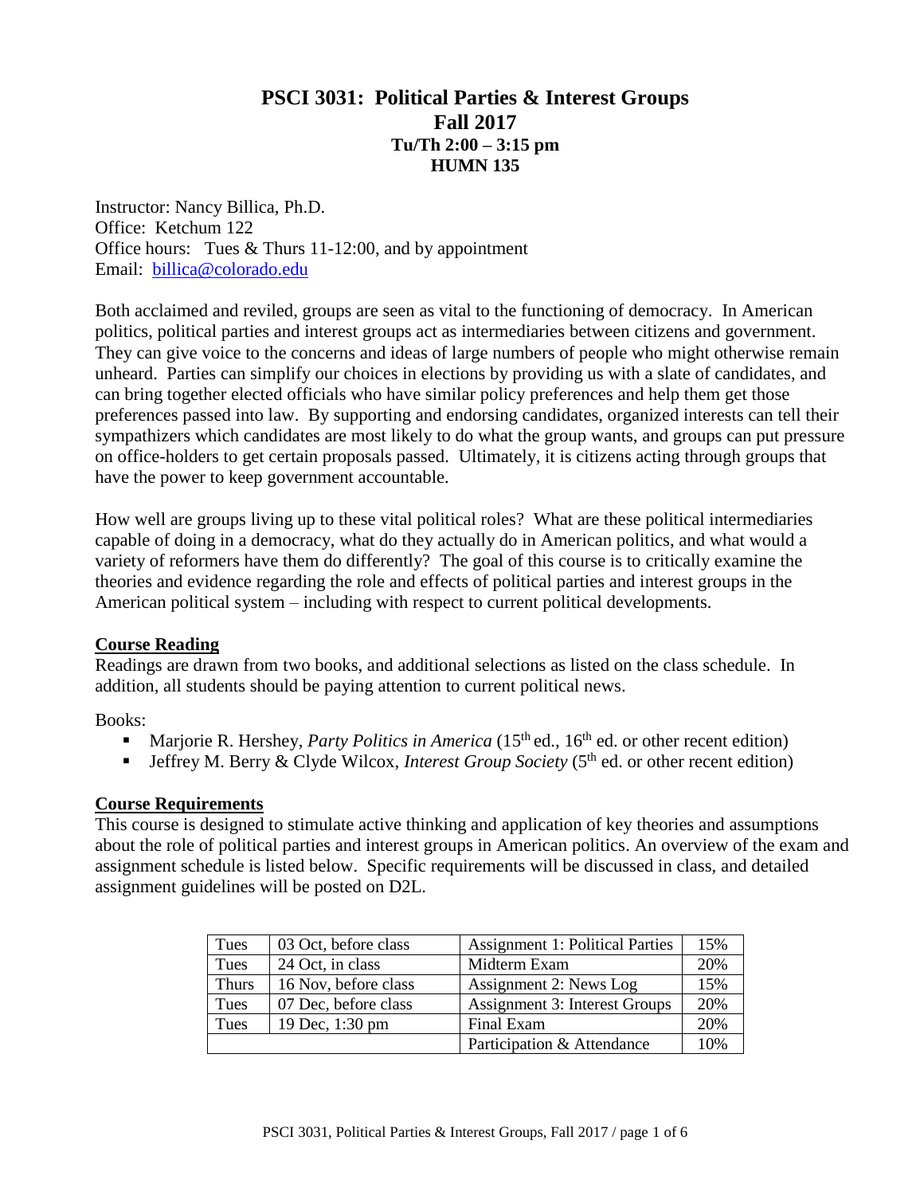# PSCI 3031: Political Parties & Interest Groups
## Fall 2017
### Tu/Th 2:00 – 3:15 pm
### HUMN 135

Instructor: Nancy Billica, Ph.D.
Office: Ketchum 122
Office hours: Tues & Thurs 11-12:00, and by appointment
Email: billica@colorado.edu

Both acclaimed and reviled, groups are seen as vital to the functioning of democracy. In American politics, political parties and interest groups act as intermediaries between citizens and government. They can give voice to the concerns and ideas of large numbers of people who might otherwise remain unheard. Parties can simplify our choices in elections by providing us with a slate of candidates, and can bring together elected officials who have similar policy preferences and help them get those preferences passed into law. By supporting and endorsing candidates, organized interests can tell their sympathizers which candidates are most likely to do what the group wants, and groups can put pressure on office-holders to get certain proposals passed. Ultimately, it is citizens acting through groups that have the power to keep government accountable.

How well are groups living up to these vital political roles? What are these political intermediaries capable of doing in a democracy, what do they actually do in American politics, and what would a variety of reformers have them do differently? The goal of this course is to critically examine the theories and evidence regarding the role and effects of political parties and interest groups in the American political system – including with respect to current political developments.

**Course Reading**

Readings are drawn from two books, and additional selections as listed on the class schedule. In addition, all students should be paying attention to current political news.

Books:

- Marjorie R. Hershey, *Party Politics in America* (15th ed., 16th ed. or other recent edition)
- Jeffrey M. Berry & Clyde Wilcox, *Interest Group Society* (5th ed. or other recent edition)

**Course Requirements**

This course is designed to stimulate active thinking and application of key theories and assumptions about the role of political parties and interest groups in American politics. An overview of the exam and assignment schedule is listed below. Specific requirements will be discussed in class, and detailed assignment guidelines will be posted on D2L.

| | | | |
|---|---|---|---|
| Tues | 03 Oct, before class | Assignment 1: Political Parties | 15% |
| Tues | 24 Oct, in class | Midterm Exam | 20% |
| Thurs | 16 Nov, before class | Assignment 2: News Log | 15% |
| Tues | 07 Dec, before class | Assignment 3: Interest Groups | 20% |
| Tues | 19 Dec, 1:30 pm | Final Exam | 20% |
| | | Participation & Attendance | 10% |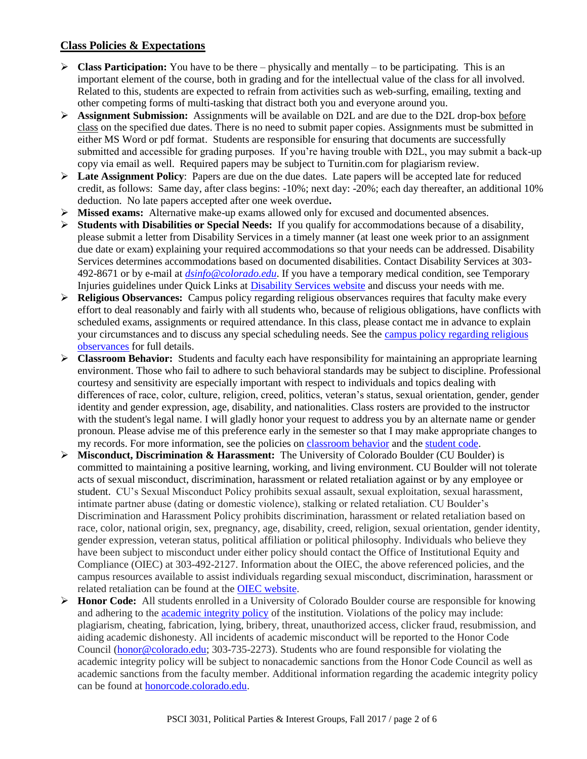## Class Policies & Expectations

- **Class Participation:** You have to be there – physically and mentally – to be participating. This is an important element of the course, both in grading and for the intellectual value of the class for all involved. Related to this, students are expected to refrain from activities such as web-surfing, emailing, texting and other competing forms of multi-tasking that distract both you and everyone around you.
- **Assignment Submission:** Assignments will be available on D2L and are due to the D2L drop-box before class on the specified due dates. There is no need to submit paper copies. Assignments must be submitted in either MS Word or pdf format. Students are responsible for ensuring that documents are successfully submitted and accessible for grading purposes. If you're having trouble with D2L, you may submit a back-up copy via email as well. Required papers may be subject to Turnitin.com for plagiarism review.
- **Late Assignment Policy**: Papers are due on the due dates. Late papers will be accepted late for reduced credit, as follows: Same day, after class begins: -10%; next day: -20%; each day thereafter, an additional 10% deduction. No late papers accepted after one week overdue**.**
- **Missed exams:** Alternative make-up exams allowed only for excused and documented absences.
- **Students with Disabilities or Special Needs:** If you qualify for accommodations because of a disability, please submit a letter from Disability Services in a timely manner (at least one week prior to an assignment due date or exam) explaining your required accommodations so that your needs can be addressed. Disability Services determines accommodations based on documented disabilities. Contact Disability Services at 303-492-8671 or by e-mail at *dsinfo@colorado.edu*. If you have a temporary medical condition, see Temporary Injuries guidelines under Quick Links at Disability Services website and discuss your needs with me.
- **Religious Observances:** Campus policy regarding religious observances requires that faculty make every effort to deal reasonably and fairly with all students who, because of religious obligations, have conflicts with scheduled exams, assignments or required attendance. In this class, please contact me in advance to explain your circumstances and to discuss any special scheduling needs. See the campus policy regarding religious observances for full details.
- **Classroom Behavior:** Students and faculty each have responsibility for maintaining an appropriate learning environment. Those who fail to adhere to such behavioral standards may be subject to discipline. Professional courtesy and sensitivity are especially important with respect to individuals and topics dealing with differences of race, color, culture, religion, creed, politics, veteran's status, sexual orientation, gender, gender identity and gender expression, age, disability, and nationalities. Class rosters are provided to the instructor with the student's legal name. I will gladly honor your request to address you by an alternate name or gender pronoun. Please advise me of this preference early in the semester so that I may make appropriate changes to my records. For more information, see the policies on classroom behavior and the student code.
- **Misconduct, Discrimination & Harassment:** The University of Colorado Boulder (CU Boulder) is committed to maintaining a positive learning, working, and living environment. CU Boulder will not tolerate acts of sexual misconduct, discrimination, harassment or related retaliation against or by any employee or student. CU's Sexual Misconduct Policy prohibits sexual assault, sexual exploitation, sexual harassment, intimate partner abuse (dating or domestic violence), stalking or related retaliation. CU Boulder's Discrimination and Harassment Policy prohibits discrimination, harassment or related retaliation based on race, color, national origin, sex, pregnancy, age, disability, creed, religion, sexual orientation, gender identity, gender expression, veteran status, political affiliation or political philosophy. Individuals who believe they have been subject to misconduct under either policy should contact the Office of Institutional Equity and Compliance (OIEC) at 303-492-2127. Information about the OIEC, the above referenced policies, and the campus resources available to assist individuals regarding sexual misconduct, discrimination, harassment or related retaliation can be found at the OIEC website.
- **Honor Code:** All students enrolled in a University of Colorado Boulder course are responsible for knowing and adhering to the academic integrity policy of the institution. Violations of the policy may include: plagiarism, cheating, fabrication, lying, bribery, threat, unauthorized access, clicker fraud, resubmission, and aiding academic dishonesty. All incidents of academic misconduct will be reported to the Honor Code Council (honor@colorado.edu; 303-735-2273). Students who are found responsible for violating the academic integrity policy will be subject to nonacademic sanctions from the Honor Code Council as well as academic sanctions from the faculty member. Additional information regarding the academic integrity policy can be found at honorcode.colorado.edu.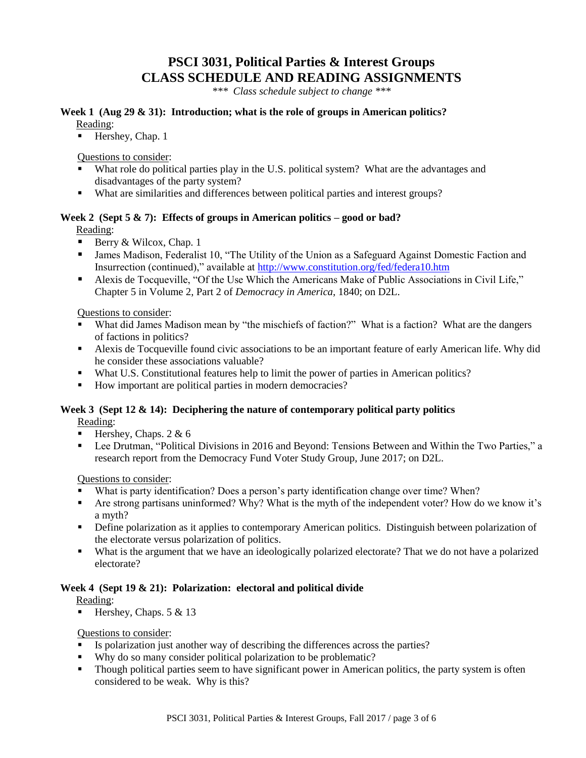# PSCI 3031, Political Parties & Interest Groups
# CLASS SCHEDULE AND READING ASSIGNMENTS

*\*\*\* Class schedule subject to change \*\*\**

### Week 1 (Aug 29 & 31): Introduction; what is the role of groups in American politics?

Reading:

- Hershey, Chap. 1

Questions to consider:

- What role do political parties play in the U.S. political system? What are the advantages and disadvantages of the party system?
- What are similarities and differences between political parties and interest groups?

### Week 2 (Sept 5 & 7): Effects of groups in American politics – good or bad?

Reading:

- Berry & Wilcox, Chap. 1
- James Madison, Federalist 10, "The Utility of the Union as a Safeguard Against Domestic Faction and Insurrection (continued)," available at http://www.constitution.org/fed/federa10.htm
- Alexis de Tocqueville, "Of the Use Which the Americans Make of Public Associations in Civil Life," Chapter 5 in Volume 2, Part 2 of *Democracy in America*, 1840; on D2L.

Questions to consider:

- What did James Madison mean by "the mischiefs of faction?" What is a faction? What are the dangers of factions in politics?
- Alexis de Tocqueville found civic associations to be an important feature of early American life. Why did he consider these associations valuable?
- What U.S. Constitutional features help to limit the power of parties in American politics?
- How important are political parties in modern democracies?

### Week 3 (Sept 12 & 14): Deciphering the nature of contemporary political party politics

Reading:

- Hershey, Chaps. 2 & 6
- Lee Drutman, "Political Divisions in 2016 and Beyond: Tensions Between and Within the Two Parties," a research report from the Democracy Fund Voter Study Group, June 2017; on D2L.

Questions to consider:

- What is party identification? Does a person's party identification change over time? When?
- Are strong partisans uninformed? Why? What is the myth of the independent voter? How do we know it's a myth?
- Define polarization as it applies to contemporary American politics. Distinguish between polarization of the electorate versus polarization of politics.
- What is the argument that we have an ideologically polarized electorate? That we do not have a polarized electorate?

### Week 4 (Sept 19 & 21): Polarization: electoral and political divide

Reading:

- Hershey, Chaps. 5 & 13

Questions to consider:

- Is polarization just another way of describing the differences across the parties?
- Why do so many consider political polarization to be problematic?
- Though political parties seem to have significant power in American politics, the party system is often considered to be weak. Why is this?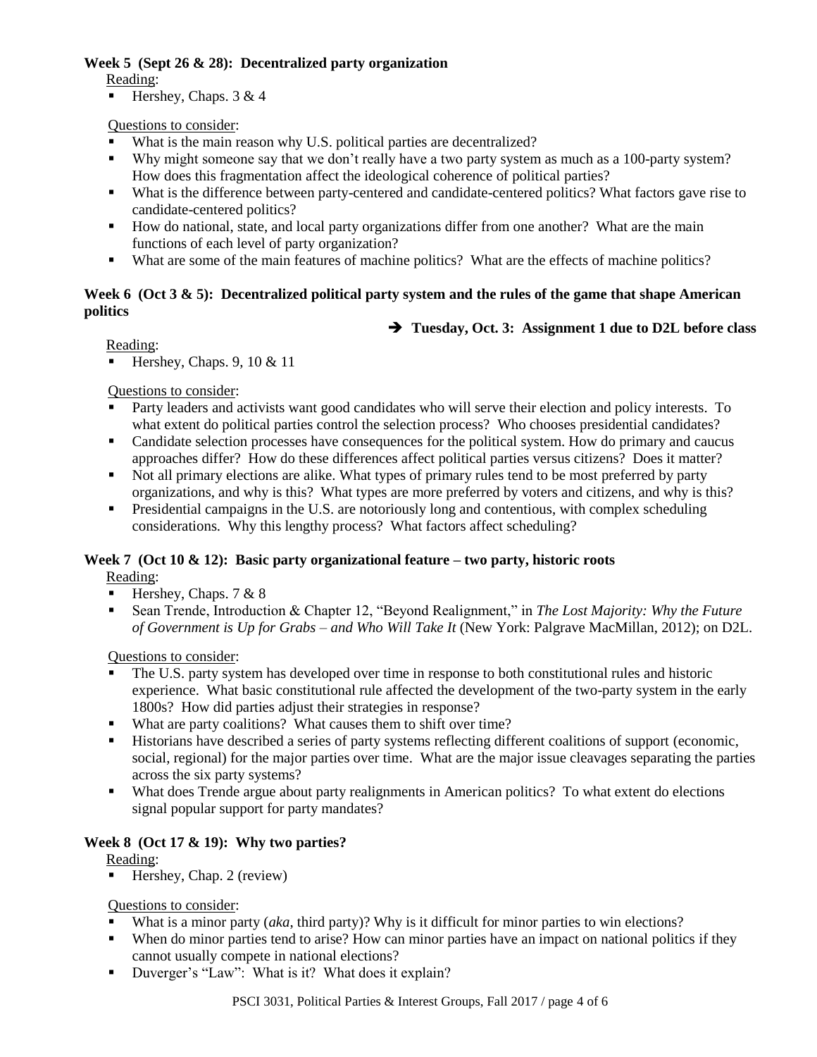**Week 5 (Sept 26 & 28): Decentralized party organization**

Reading:

- Hershey, Chaps. 3 & 4

Questions to consider:

- What is the main reason why U.S. political parties are decentralized?
- Why might someone say that we don't really have a two party system as much as a 100-party system? How does this fragmentation affect the ideological coherence of political parties?
- What is the difference between party-centered and candidate-centered politics? What factors gave rise to candidate-centered politics?
- How do national, state, and local party organizations differ from one another? What are the main functions of each level of party organization?
- What are some of the main features of machine politics? What are the effects of machine politics?

**Week 6 (Oct 3 & 5): Decentralized political party system and the rules of the game that shape American politics**

➔ **Tuesday, Oct. 3: Assignment 1 due to D2L before class**

Reading:

- Hershey, Chaps. 9, 10 & 11

Questions to consider:

- Party leaders and activists want good candidates who will serve their election and policy interests. To what extent do political parties control the selection process? Who chooses presidential candidates?
- Candidate selection processes have consequences for the political system. How do primary and caucus approaches differ? How do these differences affect political parties versus citizens? Does it matter?
- Not all primary elections are alike. What types of primary rules tend to be most preferred by party organizations, and why is this? What types are more preferred by voters and citizens, and why is this?
- Presidential campaigns in the U.S. are notoriously long and contentious, with complex scheduling considerations. Why this lengthy process? What factors affect scheduling?

**Week 7 (Oct 10 & 12): Basic party organizational feature – two party, historic roots**

Reading:

- Hershey, Chaps. 7 & 8
- Sean Trende, Introduction & Chapter 12, "Beyond Realignment," in *The Lost Majority: Why the Future of Government is Up for Grabs – and Who Will Take It* (New York: Palgrave MacMillan, 2012); on D2L.

Questions to consider:

- The U.S. party system has developed over time in response to both constitutional rules and historic experience. What basic constitutional rule affected the development of the two-party system in the early 1800s? How did parties adjust their strategies in response?
- What are party coalitions? What causes them to shift over time?
- Historians have described a series of party systems reflecting different coalitions of support (economic, social, regional) for the major parties over time. What are the major issue cleavages separating the parties across the six party systems?
- What does Trende argue about party realignments in American politics? To what extent do elections signal popular support for party mandates?

**Week 8 (Oct 17 & 19): Why two parties?**

Reading:

- Hershey, Chap. 2 (review)

Questions to consider:

- What is a minor party (*aka*, third party)? Why is it difficult for minor parties to win elections?
- When do minor parties tend to arise? How can minor parties have an impact on national politics if they cannot usually compete in national elections?
- Duverger's "Law": What is it? What does it explain?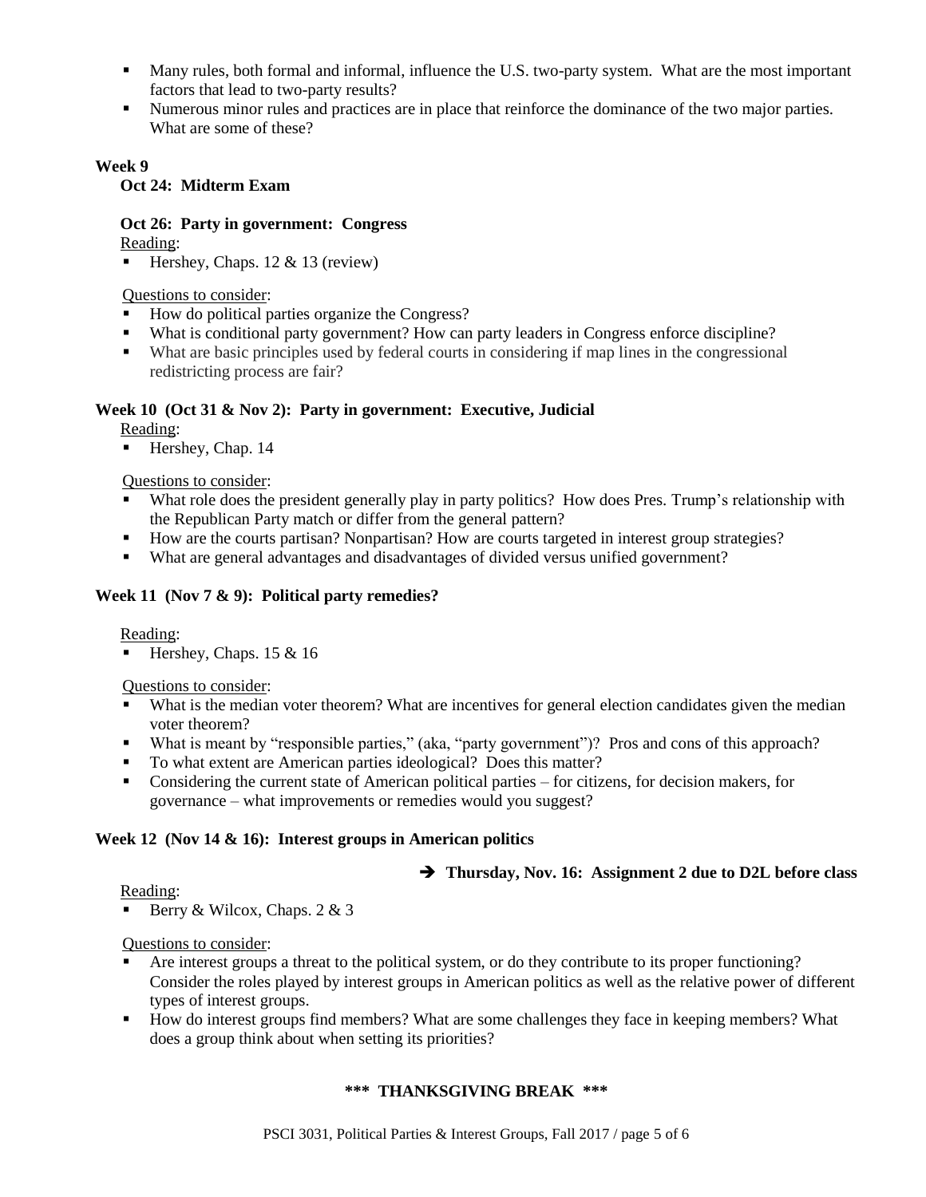- Many rules, both formal and informal, influence the U.S. two-party system. What are the most important factors that lead to two-party results?
- Numerous minor rules and practices are in place that reinforce the dominance of the two major parties. What are some of these?

**Week 9**

**Oct 24: Midterm Exam**

**Oct 26: Party in government: Congress**

Reading:

- Hershey, Chaps. 12 & 13 (review)

Questions to consider:

- How do political parties organize the Congress?
- What is conditional party government? How can party leaders in Congress enforce discipline?
- What are basic principles used by federal courts in considering if map lines in the congressional redistricting process are fair?

**Week 10 (Oct 31 & Nov 2): Party in government: Executive, Judicial**

Reading:

- Hershey, Chap. 14

Questions to consider:

- What role does the president generally play in party politics? How does Pres. Trump's relationship with the Republican Party match or differ from the general pattern?
- How are the courts partisan? Nonpartisan? How are courts targeted in interest group strategies?
- What are general advantages and disadvantages of divided versus unified government?

**Week 11 (Nov 7 & 9): Political party remedies?**

Reading:

- Hershey, Chaps. 15 & 16

Questions to consider:

- What is the median voter theorem? What are incentives for general election candidates given the median voter theorem?
- What is meant by "responsible parties," (aka, "party government")? Pros and cons of this approach?
- To what extent are American parties ideological? Does this matter?
- Considering the current state of American political parties – for citizens, for decision makers, for governance – what improvements or remedies would you suggest?

**Week 12 (Nov 14 & 16): Interest groups in American politics**

➔ **Thursday, Nov. 16: Assignment 2 due to D2L before class**

Reading:

- Berry & Wilcox, Chaps. 2 & 3

Questions to consider:

- Are interest groups a threat to the political system, or do they contribute to its proper functioning? Consider the roles played by interest groups in American politics as well as the relative power of different types of interest groups.
- How do interest groups find members? What are some challenges they face in keeping members? What does a group think about when setting its priorities?

**\*\*\* THANKSGIVING BREAK \*\*\***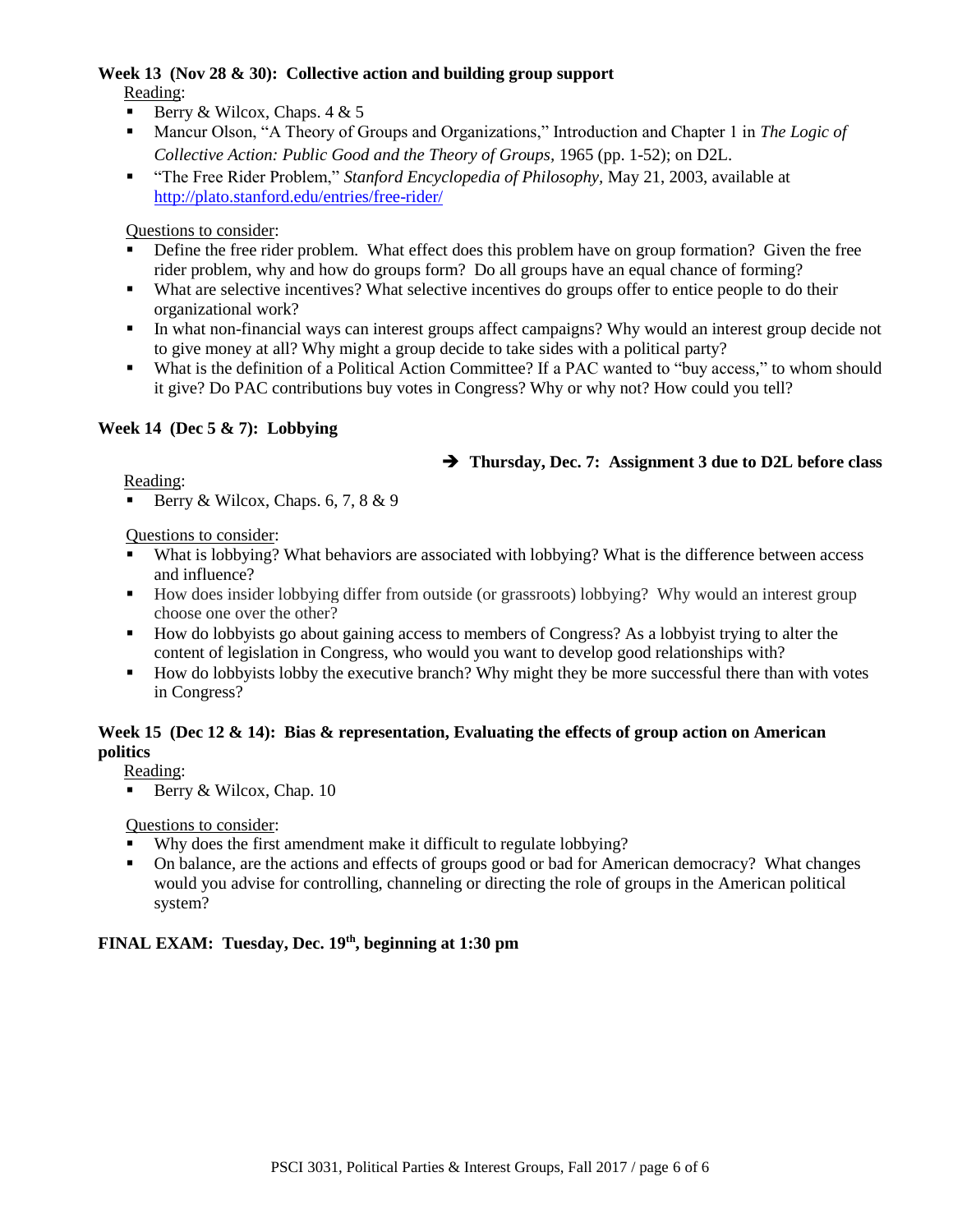**Week 13 (Nov 28 & 30): Collective action and building group support**

Reading:

- Berry & Wilcox, Chaps. 4 & 5
- Mancur Olson, "A Theory of Groups and Organizations," Introduction and Chapter 1 in *The Logic of Collective Action: Public Good and the Theory of Groups*, 1965 (pp. 1-52); on D2L.
- "The Free Rider Problem," *Stanford Encyclopedia of Philosophy*, May 21, 2003, available at http://plato.stanford.edu/entries/free-rider/

Questions to consider:

- Define the free rider problem. What effect does this problem have on group formation? Given the free rider problem, why and how do groups form? Do all groups have an equal chance of forming?
- What are selective incentives? What selective incentives do groups offer to entice people to do their organizational work?
- In what non-financial ways can interest groups affect campaigns? Why would an interest group decide not to give money at all? Why might a group decide to take sides with a political party?
- What is the definition of a Political Action Committee? If a PAC wanted to "buy access," to whom should it give? Do PAC contributions buy votes in Congress? Why or why not? How could you tell?

**Week 14 (Dec 5 & 7): Lobbying**

➔ **Thursday, Dec. 7: Assignment 3 due to D2L before class**

Reading:

- Berry & Wilcox, Chaps. 6, 7, 8 & 9

Questions to consider:

- What is lobbying? What behaviors are associated with lobbying? What is the difference between access and influence?
- How does insider lobbying differ from outside (or grassroots) lobbying? Why would an interest group choose one over the other?
- How do lobbyists go about gaining access to members of Congress? As a lobbyist trying to alter the content of legislation in Congress, who would you want to develop good relationships with?
- How do lobbyists lobby the executive branch? Why might they be more successful there than with votes in Congress?

**Week 15 (Dec 12 & 14): Bias & representation, Evaluating the effects of group action on American politics**

Reading:

- Berry & Wilcox, Chap. 10

Questions to consider:

- Why does the first amendment make it difficult to regulate lobbying?
- On balance, are the actions and effects of groups good or bad for American democracy? What changes would you advise for controlling, channeling or directing the role of groups in the American political system?

**FINAL EXAM: Tuesday, Dec. 19th, beginning at 1:30 pm**